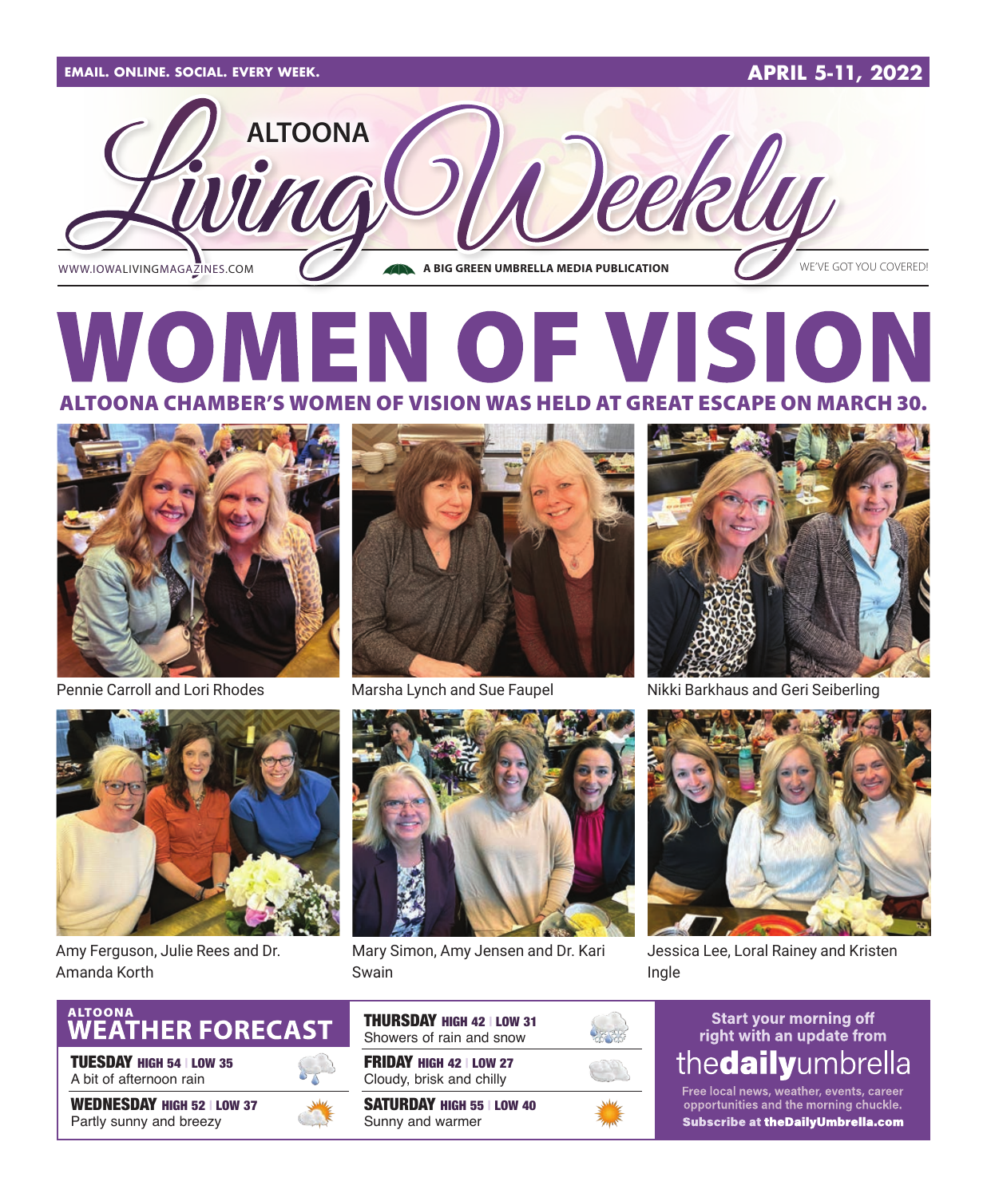EMAIL. ONLINE. SOCIAL. EVERY WEEK.

APRIL 5-11, 2022

# ALTOONA Living Weekly

WWW.IOWALIVINGMAGAZINES.COM

A BIG GREEN UMBRELLA MEDIA PUBLICATION

WE'VE GOT YOU COVERED!

# WOMEN OF VISION

## ALTOONA CHAMBER'S WOMEN OF VISION WAS HELD AT GREAT ESCAPE ON MARCH 30.

Pennie Carroll and Lori Rhodes

Marsha Lynch and Sue Faupel

Nikki Barkhaus and Geri Seiberling

Amy Ferguson, Julie Rees and Dr. Amanda Korth

Mary Simon, Amy Jensen and Dr. Kari Swain

Jessica Lee, Loral Rainey and Kristen Ingle

## ALTOONA WEATHER FORECAST

**TUESDAY** HIGH 54 | LOW 35
A bit of afternoon rain

**WEDNESDAY** HIGH 52 | LOW 37
Partly sunny and breezy

**THURSDAY** HIGH 42 | LOW 31
Showers of rain and snow

**FRIDAY** HIGH 42 | LOW 27
Cloudy, brisk and chilly

**SATURDAY** HIGH 55 | LOW 40
Sunny and warmer

Start your morning off right with an update from

**thedailyumbrella**

Free local news, weather, events, career opportunities and the morning chuckle.

**Subscribe at theDailyUmbrella.com**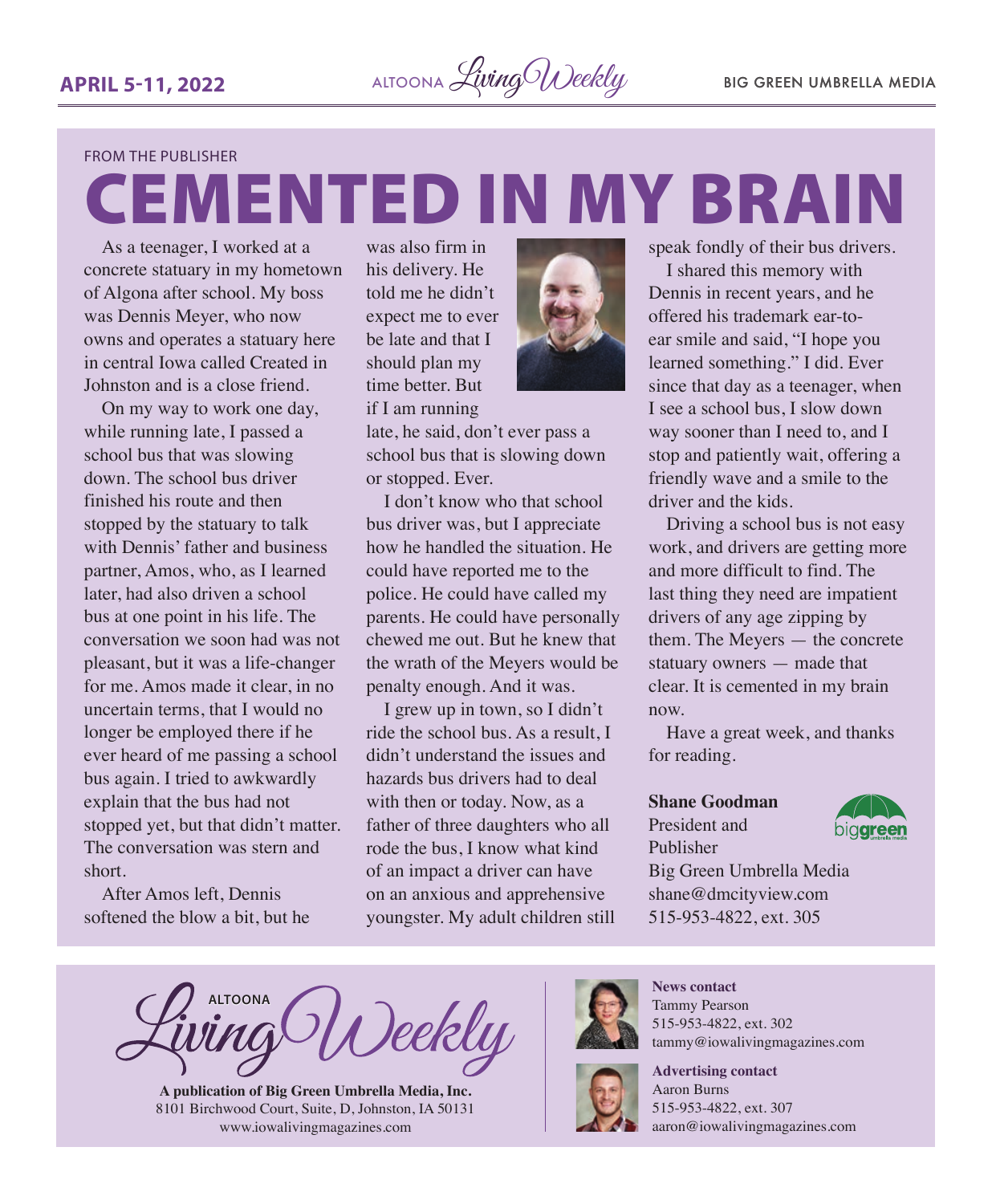FROM THE PUBLISHER

# CEMENTED IN MY BRAIN

As a teenager, I worked at a concrete statuary in my hometown of Algona after school. My boss was Dennis Meyer, who now owns and operates a statuary here in central Iowa called Created in Johnston and is a close friend.

On my way to work one day, while running late, I passed a school bus that was slowing down. The school bus driver finished his route and then stopped by the statuary to talk with Dennis' father and business partner, Amos, who, as I learned later, had also driven a school bus at one point in his life. The conversation we soon had was not pleasant, but it was a life-changer for me. Amos made it clear, in no uncertain terms, that I would no longer be employed there if he ever heard of me passing a school bus again. I tried to awkwardly explain that the bus had not stopped yet, but that didn't matter. The conversation was stern and short.

After Amos left, Dennis softened the blow a bit, but he was also firm in his delivery. He told me he didn't expect me to ever be late and that I should plan my time better. But if I am running late, he said, don't ever pass a school bus that is slowing down or stopped. Ever.

I don't know who that school bus driver was, but I appreciate how he handled the situation. He could have reported me to the police. He could have called my parents. He could have personally chewed me out. But he knew that the wrath of the Meyers would be penalty enough. And it was.

I grew up in town, so I didn't ride the school bus. As a result, I didn't understand the issues and hazards bus drivers had to deal with then or today. Now, as a father of three daughters who all rode the bus, I know what kind of an impact a driver can have on an anxious and apprehensive youngster. My adult children still speak fondly of their bus drivers.

I shared this memory with Dennis in recent years, and he offered his trademark ear-to-ear smile and said, "I hope you learned something." I did. Ever since that day as a teenager, when I see a school bus, I slow down way sooner than I need to, and I stop and patiently wait, offering a friendly wave and a smile to the driver and the kids.

Driving a school bus is not easy work, and drivers are getting more and more difficult to find. The last thing they need are impatient drivers of any age zipping by them. The Meyers — the concrete statuary owners — made that clear. It is cemented in my brain now.

Have a great week, and thanks for reading.

**Shane Goodman**
President and Publisher
Big Green Umbrella Media
shane@dmcityview.com
515-953-4822, ext. 305

ALTOONA Living Weekly

**A publication of Big Green Umbrella Media, Inc.**
8101 Birchwood Court, Suite, D, Johnston, IA 50131
www.iowalivingmagazines.com

**News contact**
Tammy Pearson
515-953-4822, ext. 302
tammy@iowalivingmagazines.com

**Advertising contact**
Aaron Burns
515-953-4822, ext. 307
aaron@iowalivingmagazines.com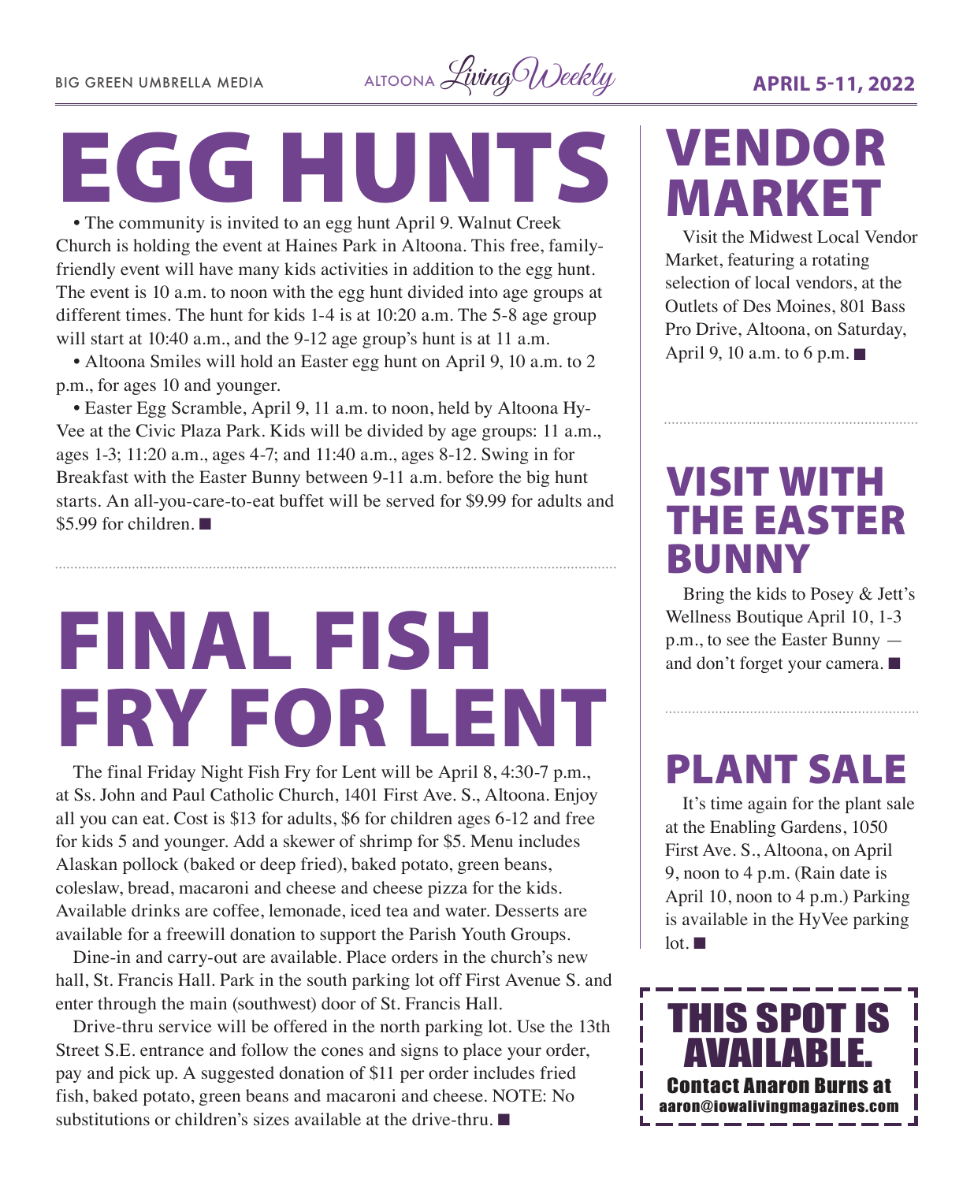# EGG HUNTS

• The community is invited to an egg hunt April 9. Walnut Creek Church is holding the event at Haines Park in Altoona. This free, family-friendly event will have many kids activities in addition to the egg hunt. The event is 10 a.m. to noon with the egg hunt divided into age groups at different times. The hunt for kids 1-4 is at 10:20 a.m. The 5-8 age group will start at 10:40 a.m., and the 9-12 age group's hunt is at 11 a.m.

• Altoona Smiles will hold an Easter egg hunt on April 9, 10 a.m. to 2 p.m., for ages 10 and younger.

• Easter Egg Scramble, April 9, 11 a.m. to noon, held by Altoona Hy-Vee at the Civic Plaza Park. Kids will be divided by age groups: 11 a.m., ages 1-3; 11:20 a.m., ages 4-7; and 11:40 a.m., ages 8-12. Swing in for Breakfast with the Easter Bunny between 9-11 a.m. before the big hunt starts. An all-you-care-to-eat buffet will be served for $9.99 for adults and $5.99 for children. ■

# FINAL FISH FRY FOR LENT

The final Friday Night Fish Fry for Lent will be April 8, 4:30-7 p.m., at Ss. John and Paul Catholic Church, 1401 First Ave. S., Altoona. Enjoy all you can eat. Cost is $13 for adults, $6 for children ages 6-12 and free for kids 5 and younger. Add a skewer of shrimp for $5. Menu includes Alaskan pollock (baked or deep fried), baked potato, green beans, coleslaw, bread, macaroni and cheese and cheese pizza for the kids. Available drinks are coffee, lemonade, iced tea and water. Desserts are available for a freewill donation to support the Parish Youth Groups.

Dine-in and carry-out are available. Place orders in the church's new hall, St. Francis Hall. Park in the south parking lot off First Avenue S. and enter through the main (southwest) door of St. Francis Hall.

Drive-thru service will be offered in the north parking lot. Use the 13th Street S.E. entrance and follow the cones and signs to place your order, pay and pick up. A suggested donation of $11 per order includes fried fish, baked potato, green beans and macaroni and cheese. NOTE: No substitutions or children's sizes available at the drive-thru. ■

# VENDOR MARKET

Visit the Midwest Local Vendor Market, featuring a rotating selection of local vendors, at the Outlets of Des Moines, 801 Bass Pro Drive, Altoona, on Saturday, April 9, 10 a.m. to 6 p.m. ■

# VISIT WITH THE EASTER BUNNY

Bring the kids to Posey & Jett's Wellness Boutique April 10, 1-3 p.m., to see the Easter Bunny — and don't forget your camera. ■

# PLANT SALE

It's time again for the plant sale at the Enabling Gardens, 1050 First Ave. S., Altoona, on April 9, noon to 4 p.m. (Rain date is April 10, noon to 4 p.m.) Parking is available in the HyVee parking lot. ■

**THIS SPOT IS AVAILABLE.**

**Contact Anaron Burns at**
**aaron@iowalivingmagazines.com**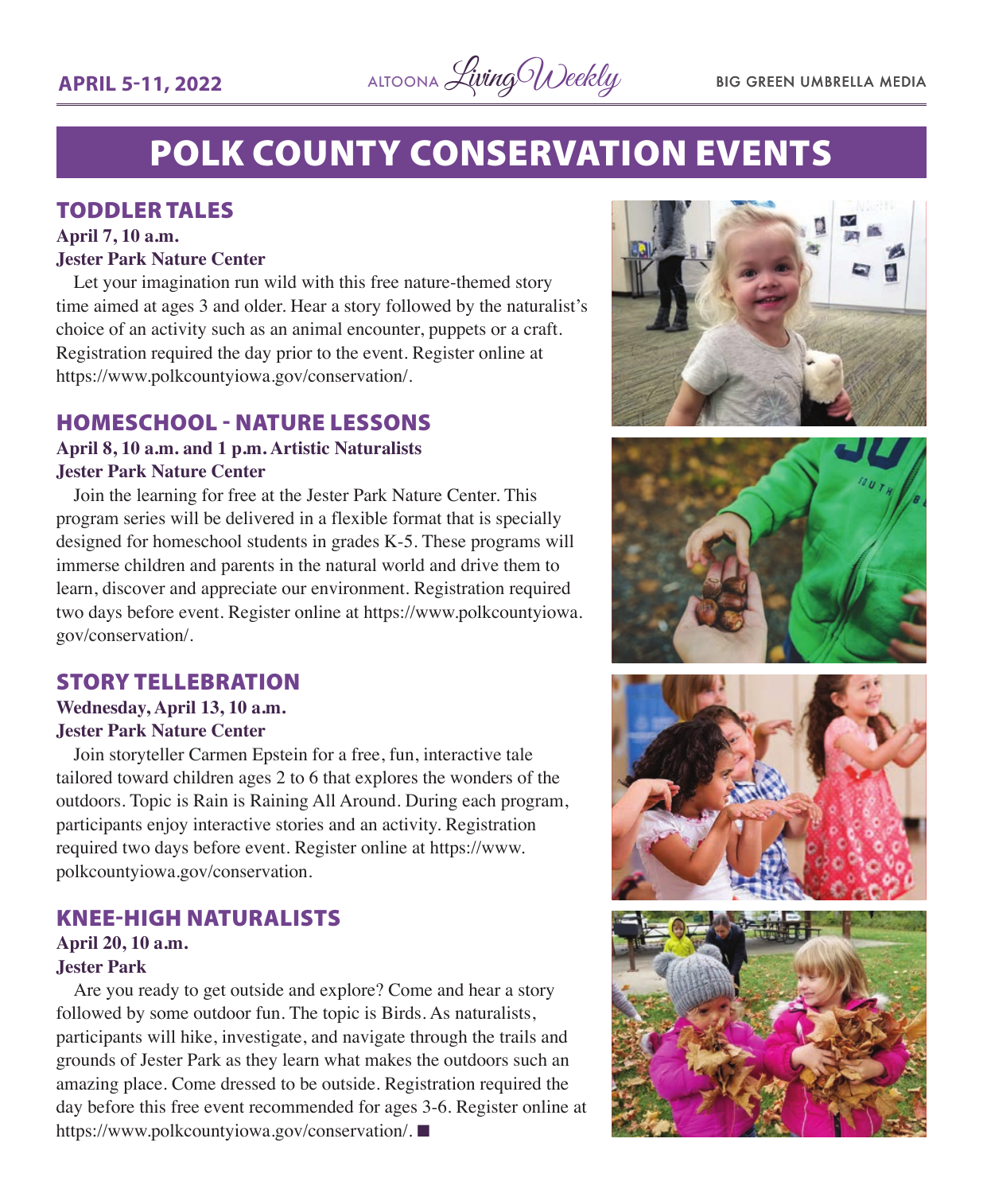# POLK COUNTY CONSERVATION EVENTS

## TODDLER TALES

**April 7, 10 a.m.**
**Jester Park Nature Center**

Let your imagination run wild with this free nature-themed story time aimed at ages 3 and older. Hear a story followed by the naturalist's choice of an activity such as an animal encounter, puppets or a craft. Registration required the day prior to the event. Register online at https://www.polkcountyiowa.gov/conservation/.

## HOMESCHOOL - NATURE LESSONS

**April 8, 10 a.m. and 1 p.m. Artistic Naturalists**
**Jester Park Nature Center**

Join the learning for free at the Jester Park Nature Center. This program series will be delivered in a flexible format that is specially designed for homeschool students in grades K-5. These programs will immerse children and parents in the natural world and drive them to learn, discover and appreciate our environment. Registration required two days before event. Register online at https://www.polkcountyiowa.gov/conservation/.

## STORY TELLEBRATION

**Wednesday, April 13, 10 a.m.**
**Jester Park Nature Center**

Join storyteller Carmen Epstein for a free, fun, interactive tale tailored toward children ages 2 to 6 that explores the wonders of the outdoors. Topic is Rain is Raining All Around. During each program, participants enjoy interactive stories and an activity. Registration required two days before event. Register online at https://www.polkcountyiowa.gov/conservation.

## KNEE-HIGH NATURALISTS

**April 20, 10 a.m.**
**Jester Park**

Are you ready to get outside and explore? Come and hear a story followed by some outdoor fun. The topic is Birds. As naturalists, participants will hike, investigate, and navigate through the trails and grounds of Jester Park as they learn what makes the outdoors such an amazing place. Come dressed to be outside. Registration required the day before this free event recommended for ages 3-6. Register online at https://www.polkcountyiowa.gov/conservation/. ■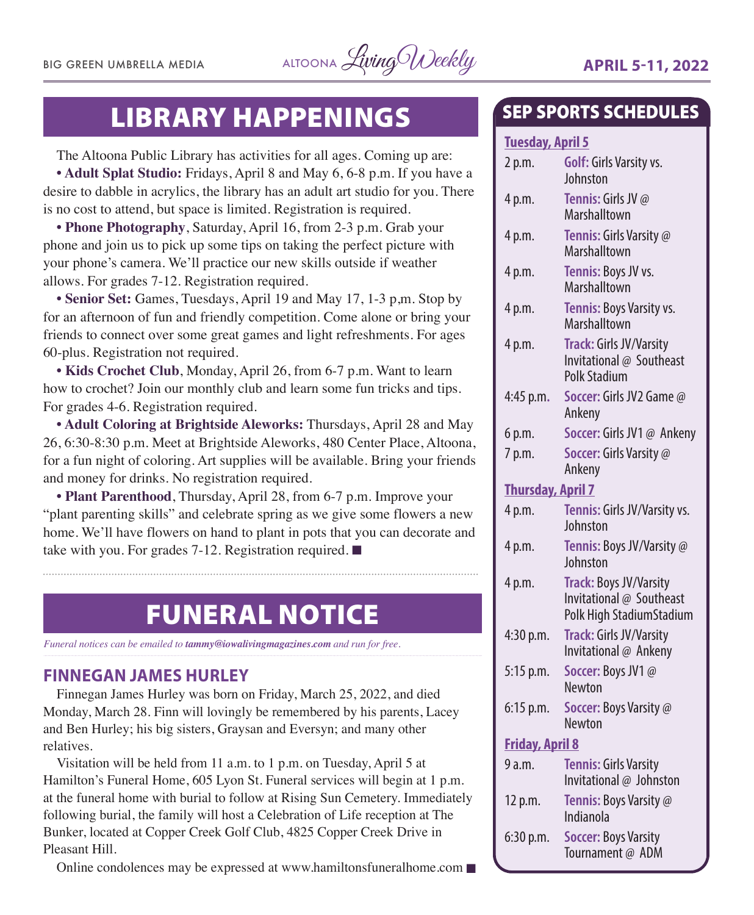# LIBRARY HAPPENINGS

The Altoona Public Library has activities for all ages. Coming up are:

- **Adult Splat Studio:** Fridays, April 8 and May 6, 6-8 p.m. If you have a desire to dabble in acrylics, the library has an adult art studio for you. There is no cost to attend, but space is limited. Registration is required.
- **Phone Photography**, Saturday, April 16, from 2-3 p.m. Grab your phone and join us to pick up some tips on taking the perfect picture with your phone's camera. We'll practice our new skills outside if weather allows. For grades 7-12. Registration required.
- **Senior Set:** Games, Tuesdays, April 19 and May 17, 1-3 p,m. Stop by for an afternoon of fun and friendly competition. Come alone or bring your friends to connect over some great games and light refreshments. For ages 60-plus. Registration not required.
- **Kids Crochet Club**, Monday, April 26, from 6-7 p.m. Want to learn how to crochet? Join our monthly club and learn some fun tricks and tips. For grades 4-6. Registration required.
- **Adult Coloring at Brightside Aleworks:** Thursdays, April 28 and May 26, 6:30-8:30 p.m. Meet at Brightside Aleworks, 480 Center Place, Altoona, for a fun night of coloring. Art supplies will be available. Bring your friends and money for drinks. No registration required.
- **Plant Parenthood**, Thursday, April 28, from 6-7 p.m. Improve your "plant parenting skills" and celebrate spring as we give some flowers a new home. We'll have flowers on hand to plant in pots that you can decorate and take with you. For grades 7-12. Registration required. ■

# FUNERAL NOTICE

*Funeral notices can be emailed to **tammy@iowalivingmagazines.com** and run for free.*

## FINNEGAN JAMES HURLEY

Finnegan James Hurley was born on Friday, March 25, 2022, and died Monday, March 28. Finn will lovingly be remembered by his parents, Lacey and Ben Hurley; his big sisters, Graysan and Eversyn; and many other relatives.

Visitation will be held from 11 a.m. to 1 p.m. on Tuesday, April 5 at Hamilton's Funeral Home, 605 Lyon St. Funeral services will begin at 1 p.m. at the funeral home with burial to follow at Rising Sun Cemetery. Immediately following burial, the family will host a Celebration of Life reception at The Bunker, located at Copper Creek Golf Club, 4825 Copper Creek Drive in Pleasant Hill.

Online condolences may be expressed at www.hamiltonsfuneralhome.com ■

# SEP SPORTS SCHEDULES

**Tuesday, April 5**

| Time | Event |
|---|---|
| 2 p.m. | **Golf:** Girls Varsity vs. Johnston |
| 4 p.m. | **Tennis:** Girls JV @ Marshalltown |
| 4 p.m. | **Tennis:** Girls Varsity @ Marshalltown |
| 4 p.m. | **Tennis:** Boys JV vs. Marshalltown |
| 4 p.m. | **Tennis:** Boys Varsity vs. Marshalltown |
| 4 p.m. | **Track:** Girls JV/Varsity Invitational @ Southeast Polk Stadium |
| 4:45 p.m. | **Soccer:** Girls JV2 Game @ Ankeny |
| 6 p.m. | **Soccer:** Girls JV1 @ Ankeny |
| 7 p.m. | **Soccer:** Girls Varsity @ Ankeny |

**Thursday, April 7**

| Time | Event |
|---|---|
| 4 p.m. | **Tennis:** Girls JV/Varsity vs. Johnston |
| 4 p.m. | **Tennis:** Boys JV/Varsity @ Johnston |
| 4 p.m. | **Track:** Boys JV/Varsity Invitational @ Southeast Polk High StadiumStadium |
| 4:30 p.m. | **Track:** Girls JV/Varsity Invitational @ Ankeny |
| 5:15 p.m. | **Soccer:** Boys JV1 @ Newton |
| 6:15 p.m. | **Soccer:** Boys Varsity @ Newton |

**Friday, April 8**

| Time | Event |
|---|---|
| 9 a.m. | **Tennis:** Girls Varsity Invitational @ Johnston |
| 12 p.m. | **Tennis:** Boys Varsity @ Indianola |
| 6:30 p.m. | **Soccer:** Boys Varsity Tournament @ ADM |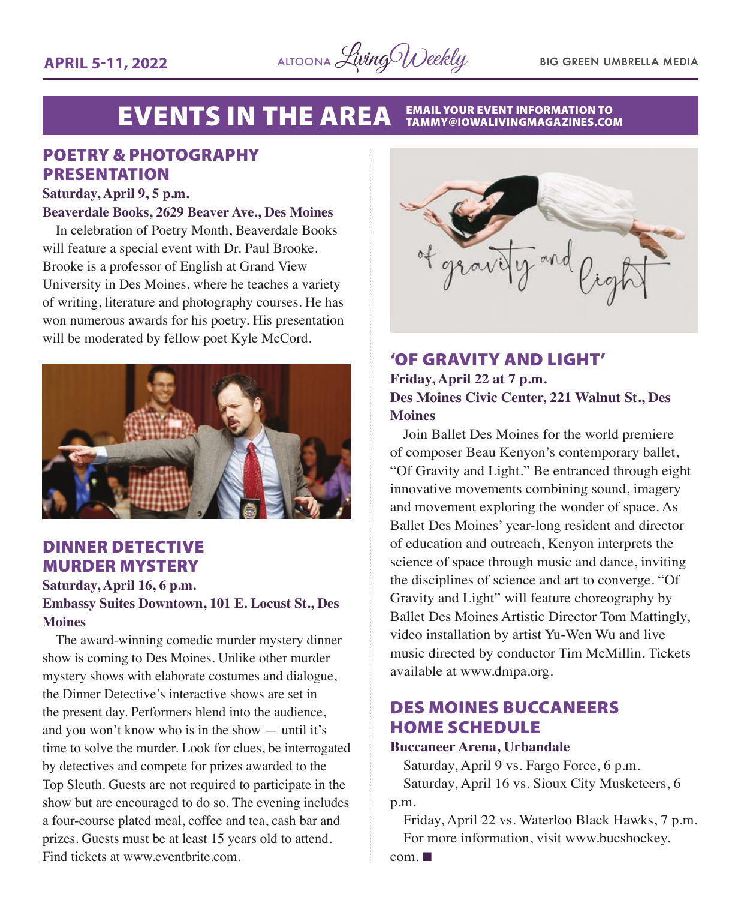# EVENTS IN THE AREA

EMAIL YOUR EVENT INFORMATION TO TAMMY@IOWALIVINGMAGAZINES.COM

## POETRY & PHOTOGRAPHY PRESENTATION

**Saturday, April 9, 5 p.m.**
**Beaverdale Books, 2629 Beaver Ave., Des Moines**

In celebration of Poetry Month, Beaverdale Books will feature a special event with Dr. Paul Brooke. Brooke is a professor of English at Grand View University in Des Moines, where he teaches a variety of writing, literature and photography courses. He has won numerous awards for his poetry. His presentation will be moderated by fellow poet Kyle McCord.

## DINNER DETECTIVE MURDER MYSTERY

**Saturday, April 16, 6 p.m.**
**Embassy Suites Downtown, 101 E. Locust St., Des Moines**

The award-winning comedic murder mystery dinner show is coming to Des Moines. Unlike other murder mystery shows with elaborate costumes and dialogue, the Dinner Detective's interactive shows are set in the present day. Performers blend into the audience, and you won't know who is in the show — until it's time to solve the murder. Look for clues, be interrogated by detectives and compete for prizes awarded to the Top Sleuth. Guests are not required to participate in the show but are encouraged to do so. The evening includes a four-course plated meal, coffee and tea, cash bar and prizes. Guests must be at least 15 years old to attend. Find tickets at www.eventbrite.com.

## 'OF GRAVITY AND LIGHT'

**Friday, April 22 at 7 p.m.**
**Des Moines Civic Center, 221 Walnut St., Des Moines**

Join Ballet Des Moines for the world premiere of composer Beau Kenyon's contemporary ballet, "Of Gravity and Light." Be entranced through eight innovative movements combining sound, imagery and movement exploring the wonder of space. As Ballet Des Moines' year-long resident and director of education and outreach, Kenyon interprets the science of space through music and dance, inviting the disciplines of science and art to converge. "Of Gravity and Light" will feature choreography by Ballet Des Moines Artistic Director Tom Mattingly, video installation by artist Yu-Wen Wu and live music directed by conductor Tim McMillin. Tickets available at www.dmpa.org.

## DES MOINES BUCCANEERS HOME SCHEDULE

**Buccaneer Arena, Urbandale**

Saturday, April 9 vs. Fargo Force, 6 p.m.

Saturday, April 16 vs. Sioux City Musketeers, 6 p.m.

Friday, April 22 vs. Waterloo Black Hawks, 7 p.m.

For more information, visit www.bucshockey.com. ■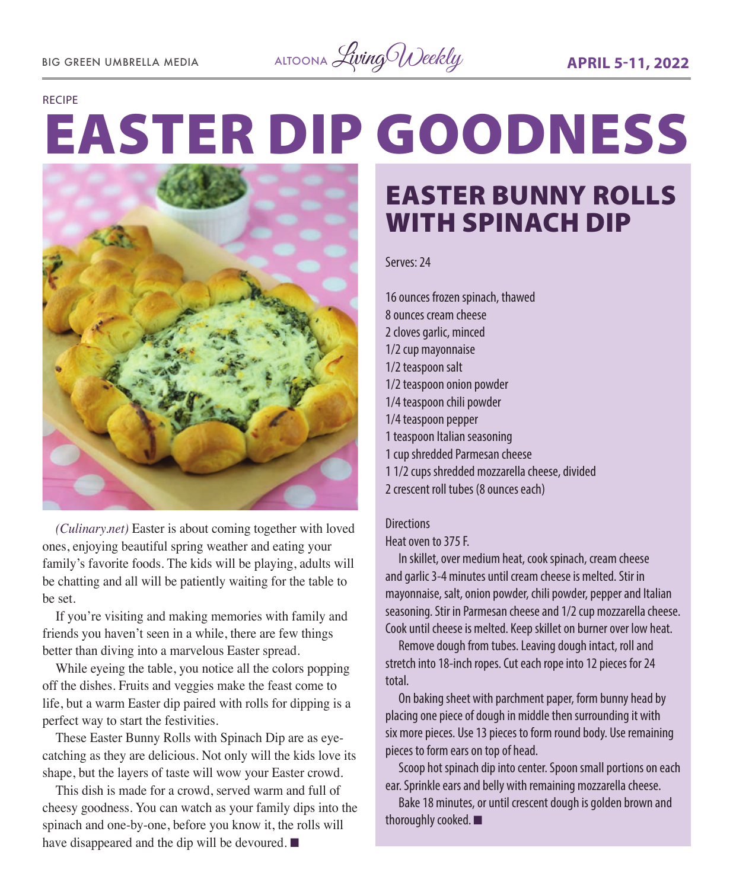RECIPE

# EASTER DIP GOODNESS

*(Culinary.net)* Easter is about coming together with loved ones, enjoying beautiful spring weather and eating your family's favorite foods. The kids will be playing, adults will be chatting and all will be patiently waiting for the table to be set.

If you're visiting and making memories with family and friends you haven't seen in a while, there are few things better than diving into a marvelous Easter spread.

While eyeing the table, you notice all the colors popping off the dishes. Fruits and veggies make the feast come to life, but a warm Easter dip paired with rolls for dipping is a perfect way to start the festivities.

These Easter Bunny Rolls with Spinach Dip are as eye-catching as they are delicious. Not only will the kids love its shape, but the layers of taste will wow your Easter crowd.

This dish is made for a crowd, served warm and full of cheesy goodness. You can watch as your family dips into the spinach and one-by-one, before you know it, the rolls will have disappeared and the dip will be devoured. ■

## EASTER BUNNY ROLLS WITH SPINACH DIP

Serves: 24

16 ounces frozen spinach, thawed
8 ounces cream cheese
2 cloves garlic, minced
1/2 cup mayonnaise
1/2 teaspoon salt
1/2 teaspoon onion powder
1/4 teaspoon chili powder
1/4 teaspoon pepper
1 teaspoon Italian seasoning
1 cup shredded Parmesan cheese
1 1/2 cups shredded mozzarella cheese, divided
2 crescent roll tubes (8 ounces each)

Directions

Heat oven to 375 F.

In skillet, over medium heat, cook spinach, cream cheese and garlic 3-4 minutes until cream cheese is melted. Stir in mayonnaise, salt, onion powder, chili powder, pepper and Italian seasoning. Stir in Parmesan cheese and 1/2 cup mozzarella cheese. Cook until cheese is melted. Keep skillet on burner over low heat.

Remove dough from tubes. Leaving dough intact, roll and stretch into 18-inch ropes. Cut each rope into 12 pieces for 24 total.

On baking sheet with parchment paper, form bunny head by placing one piece of dough in middle then surrounding it with six more pieces. Use 13 pieces to form round body. Use remaining pieces to form ears on top of head.

Scoop hot spinach dip into center. Spoon small portions on each ear. Sprinkle ears and belly with remaining mozzarella cheese.

Bake 18 minutes, or until crescent dough is golden brown and thoroughly cooked. ■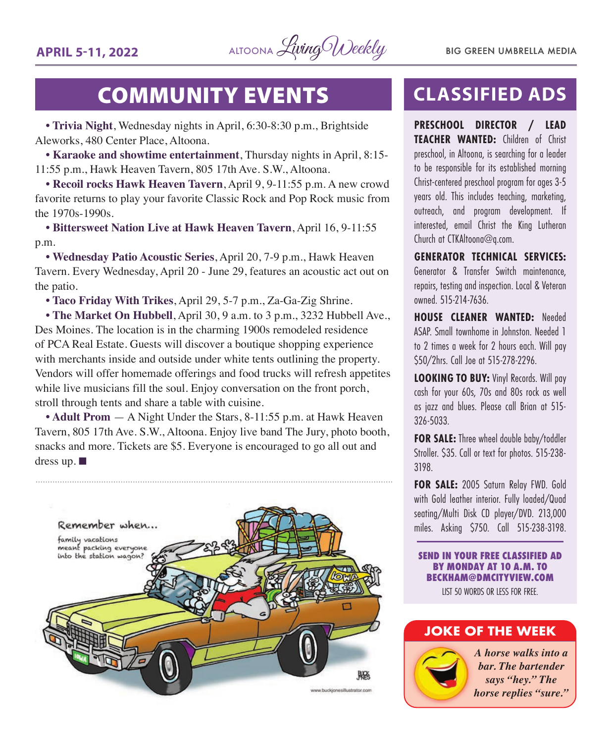## COMMUNITY EVENTS

• **Trivia Night**, Wednesday nights in April, 6:30-8:30 p.m., Brightside Aleworks, 480 Center Place, Altoona.

• **Karaoke and showtime entertainment**, Thursday nights in April, 8:15-11:55 p.m., Hawk Heaven Tavern, 805 17th Ave. S.W., Altoona.

• **Recoil rocks Hawk Heaven Tavern**, April 9, 9-11:55 p.m. A new crowd favorite returns to play your favorite Classic Rock and Pop Rock music from the 1970s-1990s.

• **Bittersweet Nation Live at Hawk Heaven Tavern**, April 16, 9-11:55 p.m.

• **Wednesday Patio Acoustic Series**, April 20, 7-9 p.m., Hawk Heaven Tavern. Every Wednesday, April 20 - June 29, features an acoustic act out on the patio.

• **Taco Friday With Trikes**, April 29, 5-7 p.m., Za-Ga-Zig Shrine.

• **The Market On Hubbell**, April 30, 9 a.m. to 3 p.m., 3232 Hubbell Ave., Des Moines. The location is in the charming 1900s remodeled residence of PCA Real Estate. Guests will discover a boutique shopping experience with merchants inside and outside under white tents outlining the property. Vendors will offer homemade offerings and food trucks will refresh appetites while live musicians fill the soul. Enjoy conversation on the front porch, stroll through tents and share a table with cuisine.

• **Adult Prom** — A Night Under the Stars, 8-11:55 p.m. at Hawk Heaven Tavern, 805 17th Ave. S.W., Altoona. Enjoy live band The Jury, photo booth, snacks and more. Tickets are $5. Everyone is encouraged to go all out and dress up. ■

Remember when... family vacations meant packing everyone into the station wagon?

www.buckjonesillustrator.com

## CLASSIFIED ADS

**PRESCHOOL DIRECTOR / LEAD TEACHER WANTED:** Children of Christ preschool, in Altoona, is searching for a leader to be responsible for its established morning Christ-centered preschool program for ages 3-5 years old. This includes teaching, marketing, outreach, and program development. If interested, email Christ the King Lutheran Church at CTKAltoona@q.com.

**GENERATOR TECHNICAL SERVICES:** Generator & Transfer Switch maintenance, repairs, testing and inspection. Local & Veteran owned. 515-214-7636.

**HOUSE CLEANER WANTED:** Needed ASAP. Small townhome in Johnston. Needed 1 to 2 times a week for 2 hours each. Will pay $50/2hrs. Call Joe at 515-278-2296.

**LOOKING TO BUY:** Vinyl Records. Will pay cash for your 60s, 70s and 80s rock as well as jazz and blues. Please call Brian at 515-326-5033.

**FOR SALE:** Three wheel double baby/toddler Stroller. $35. Call or text for photos. 515-238-3198.

**FOR SALE:** 2005 Saturn Relay FWD. Gold with Gold leather interior. Fully loaded/Quad seating/Multi Disk CD player/DVD. 213,000 miles. Asking $750. Call 515-238-3198.

**SEND IN YOUR FREE CLASSIFIED AD BY MONDAY AT 10 A.M. TO BECKHAM@DMCITYVIEW.COM**
LIST 50 WORDS OR LESS FOR FREE.

## JOKE OF THE WEEK

***A horse walks into a bar. The bartender says "hey." The horse replies "sure."***